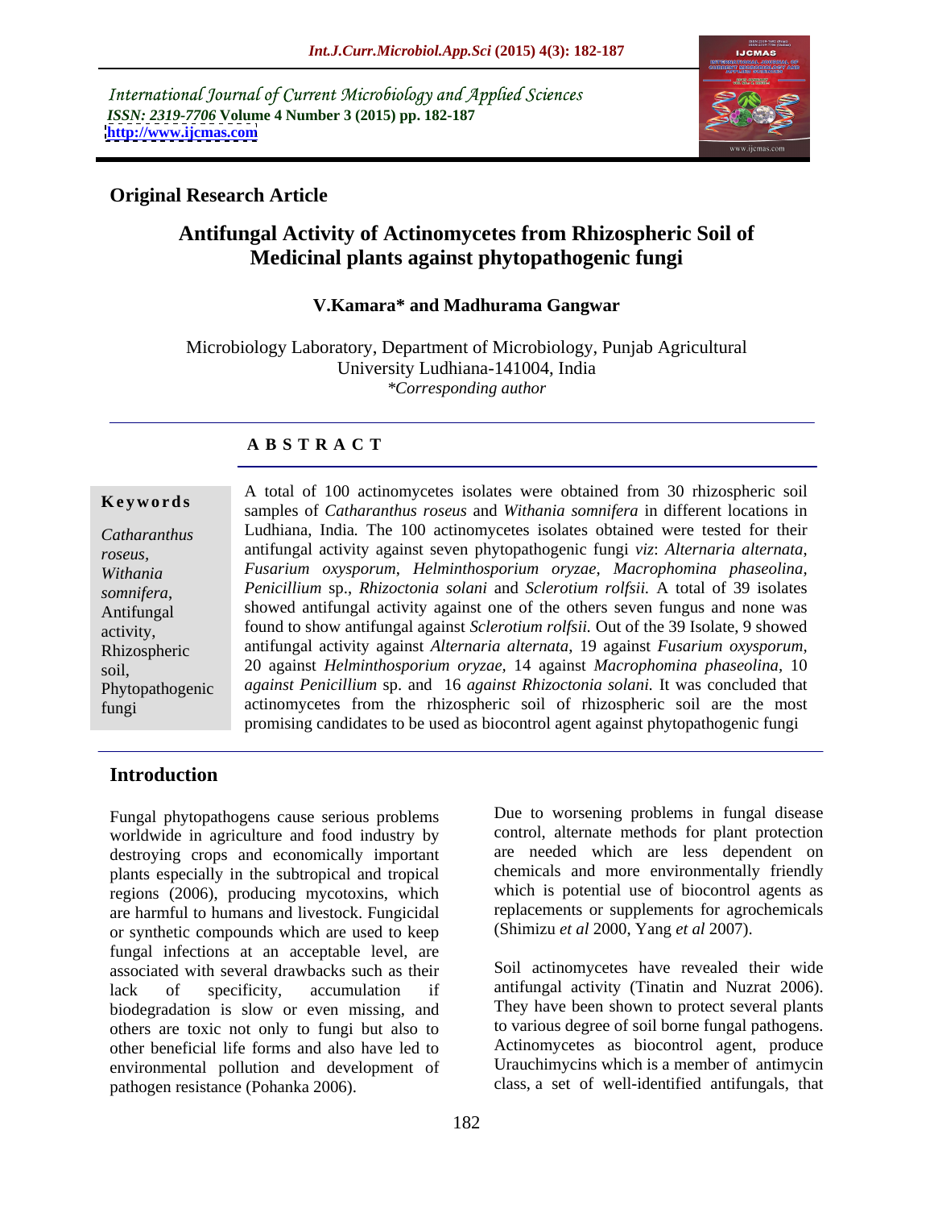International Journal of Current Microbiology and Applied Sciences
*ISSN: 2319-7706* **Volume 4 Number 3 (2015) pp. 182-187**
**http://www.ijcmas.com**

**Original Research Article**

# Antifungal Activity of Actinomycetes from Rhizospheric Soil of Medicinal plants against phytopathogenic fungi

**V.Kamara* and Madhurama Gangwar**

Microbiology Laboratory, Department of Microbiology, Punjab Agricultural University Ludhiana-141004, India
*\*Corresponding author*

## A B S T R A C T

**Keywords**

*Catharanthus roseus*, *Withania somnifera*, Antifungal activity, Rhizospheric soil, Phytopathogenic fungi

A total of 100 actinomycetes isolates were obtained from 30 rhizospheric soil samples of *Catharanthus roseus* and *Withania somnifera* in different locations in Ludhiana, India. The 100 actinomycetes isolates obtained were tested for their antifungal activity against seven phytopathogenic fungi *viz*: *Alternaria alternata*, *Fusarium oxysporum*, *Helminthosporium oryzae*, *Macrophomina phaseolina*, *Penicillium* sp., *Rhizoctonia solani* and *Sclerotium rolfsii.* A total of 39 isolates showed antifungal activity against one of the others seven fungus and none was found to show antifungal against *Sclerotium rolfsii.* Out of the 39 Isolate, 9 showed antifungal activity against *Alternaria alternata*, 19 against *Fusarium oxysporum*, 20 against *Helminthosporium oryzae,* 14 against *Macrophomina phaseolina*, 10 *against Penicillium* sp. and 16 *against Rhizoctonia solani.* It was concluded that actinomycetes from the rhizospheric soil of rhizospheric soil are the most promising candidates to be used as biocontrol agent against phytopathogenic fungi

## Introduction

Fungal phytopathogens cause serious problems worldwide in agriculture and food industry by destroying crops and economically important plants especially in the subtropical and tropical regions (2006), producing mycotoxins, which are harmful to humans and livestock. Fungicidal or synthetic compounds which are used to keep fungal infections at an acceptable level, are associated with several drawbacks such as their lack of specificity, accumulation if biodegradation is slow or even missing, and others are toxic not only to fungi but also to other beneficial life forms and also have led to environmental pollution and development of pathogen resistance (Pohanka 2006).

Due to worsening problems in fungal disease control, alternate methods for plant protection are needed which are less dependent on chemicals and more environmentally friendly which is potential use of biocontrol agents as replacements or supplements for agrochemicals (Shimizu *et al* 2000, Yang *et al* 2007).

Soil actinomycetes have revealed their wide antifungal activity (Tinatin and Nuzrat 2006). They have been shown to protect several plants to various degree of soil borne fungal pathogens. Actinomycetes as biocontrol agent, produce Urauchimycins which is a member of antimycin class, a set of well-identified antifungals, that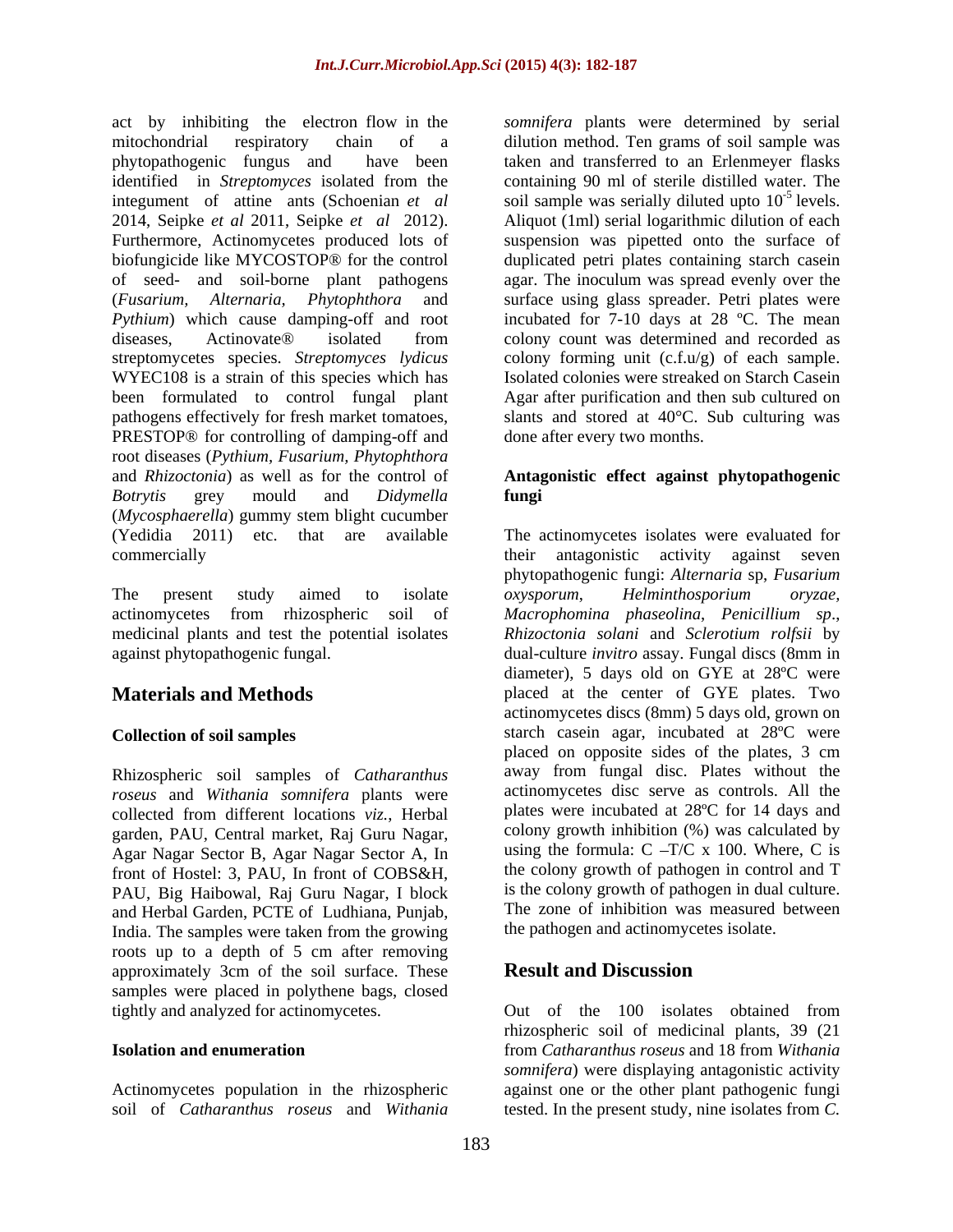act by inhibiting the electron flow in the mitochondrial respiratory chain of a phytopathogenic fungus and have been identified in *Streptomyces* isolated from the integument of attine ants (Schoenian *et al* 2014, Seipke *et al* 2011, Seipke *et al* 2012). Furthermore, Actinomycetes produced lots of biofungicide like MYCOSTOP® for the control of seed- and soil-borne plant pathogens (*Fusarium, Alternaria, Phytophthora* and *Pythium*) which cause damping-off and root diseases, Actinovate® isolated from streptomycetes species. *Streptomyces lydicus* WYEC108 is a strain of this species which has been formulated to control fungal plant pathogens effectively for fresh market tomatoes, PRESTOP® for controlling of damping-off and root diseases (*Pythium*, *Fusarium, Phytophthora* and *Rhizoctonia*) as well as for the control of *Botrytis* grey mould and *Didymella* (*Mycosphaerella*) gummy stem blight cucumber (Yedidia 2011) etc. that are available commercially

The present study aimed to isolate actinomycetes from rhizospheric soil of medicinal plants and test the potential isolates against phytopathogenic fungal.

# Materials and Methods

### Collection of soil samples

Rhizospheric soil samples of *Catharanthus roseus* and *Withania somnifera* plants were collected from different locations *viz.*, Herbal garden, PAU, Central market, Raj Guru Nagar, Agar Nagar Sector B, Agar Nagar Sector A, In front of Hostel: 3, PAU, In front of COBS&H, PAU, Big Haibowal, Raj Guru Nagar, I block and Herbal Garden, PCTE of Ludhiana, Punjab, India. The samples were taken from the growing roots up to a depth of 5 cm after removing approximately 3cm of the soil surface. These samples were placed in polythene bags, closed tightly and analyzed for actinomycetes.

### Isolation and enumeration

Actinomycetes population in the rhizospheric soil of *Catharanthus roseus* and *Withania somnifera* plants were determined by serial dilution method. Ten grams of soil sample was taken and transferred to an Erlenmeyer flasks containing 90 ml of sterile distilled water. The soil sample was serially diluted upto $10^{-5}$ levels. Aliquot (1ml) serial logarithmic dilution of each suspension was pipetted onto the surface of duplicated petri plates containing starch casein agar. The inoculum was spread evenly over the surface using glass spreader. Petri plates were incubated for 7-10 days at 28 ºC. The mean colony count was determined and recorded as colony forming unit (c.f.u/g) of each sample. Isolated colonies were streaked on Starch Casein Agar after purification and then sub cultured on slants and stored at 40°C. Sub culturing was done after every two months.

### Antagonistic effect against phytopathogenic fungi

The actinomycetes isolates were evaluated for their antagonistic activity against seven phytopathogenic fungi: *Alternaria* sp, *Fusarium oxysporum*, *Helminthosporium oryzae*, *Macrophomina phaseolina*, *Penicillium sp*., *Rhizoctonia solani* and *Sclerotium rolfsii* by dual-culture *invitro* assay. Fungal discs (8mm in diameter), 5 days old on GYE at 28ºC were placed at the center of GYE plates. Two actinomycetes discs (8mm) 5 days old, grown on starch casein agar, incubated at 28ºC were placed on opposite sides of the plates, 3 cm away from fungal disc. Plates without the actinomycetes disc serve as controls. All the plates were incubated at 28ºC for 14 days and colony growth inhibition (%) was calculated by using the formula: C –T/C x 100. Where, C is the colony growth of pathogen in control and T is the colony growth of pathogen in dual culture. The zone of inhibition was measured between the pathogen and actinomycetes isolate.

# Result and Discussion

Out of the 100 isolates obtained from rhizospheric soil of medicinal plants, 39 (21 from *Catharanthus roseus* and 18 from *Withania somnifera*) were displaying antagonistic activity against one or the other plant pathogenic fungi tested. In the present study, nine isolates from *C.*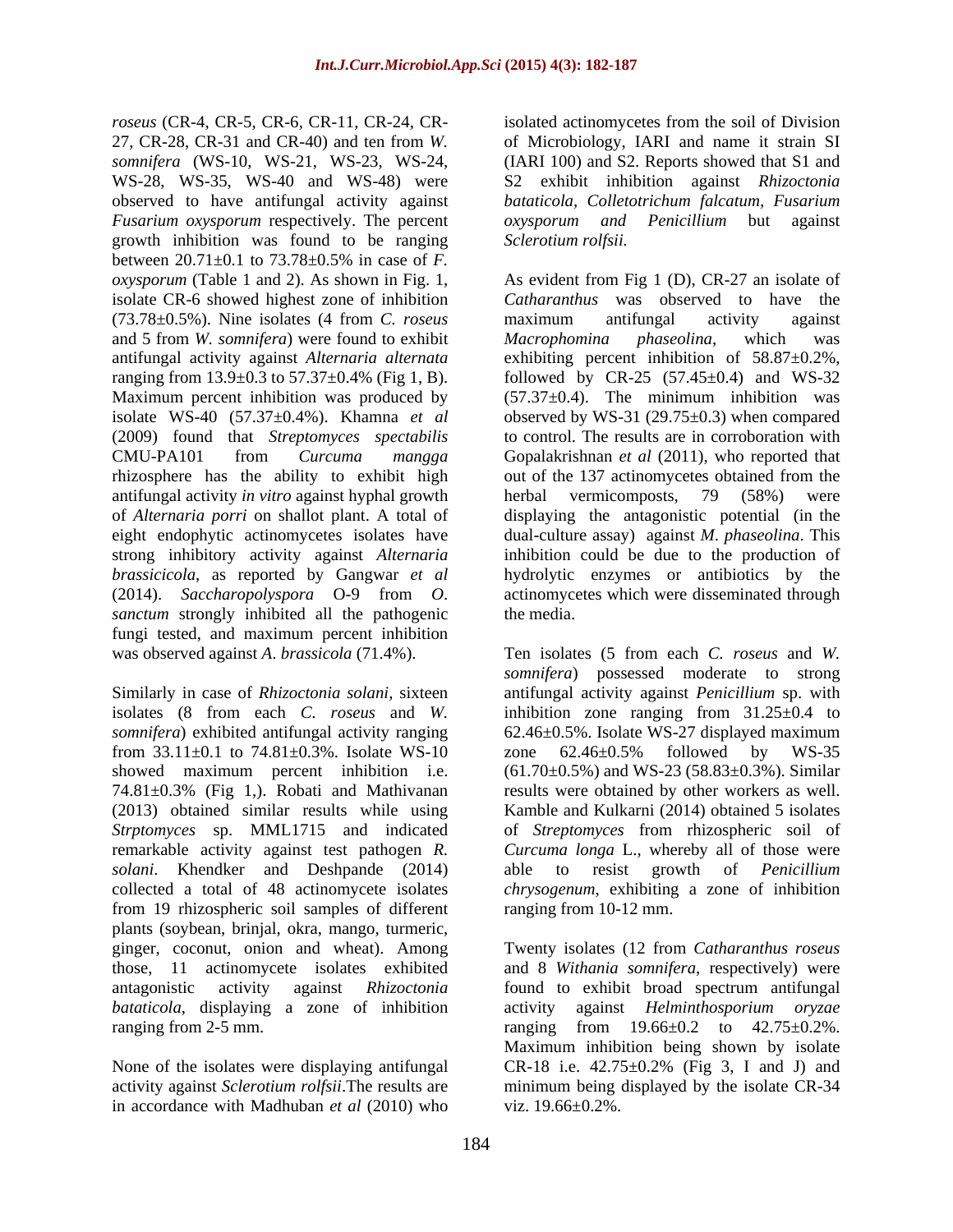*roseus* (CR-4, CR-5, CR-6, CR-11, CR-24, CR-27, CR-28, CR-31 and CR-40) and ten from *W. somnifera* (WS-10, WS-21, WS-23, WS-24, WS-28, WS-35, WS-40 and WS-48) were observed to have antifungal activity against *Fusarium oxysporum* respectively. The percent growth inhibition was found to be ranging between 20.71±0.1 to 73.78±0.5% in case of *F. oxysporum* (Table 1 and 2). As shown in Fig. 1, isolate CR-6 showed highest zone of inhibition (73.78±0.5%). Nine isolates (4 from *C. roseus* and 5 from *W. somnifera*) were found to exhibit antifungal activity against *Alternaria alternata* ranging from 13.9±0.3 to 57.37±0.4% (Fig 1, B). Maximum percent inhibition was produced by isolate WS-40 (57.37±0.4%). Khamna *et al* (2009) found that *Streptomyces spectabilis* CMU-PA101 from *Curcuma mangga* rhizosphere has the ability to exhibit high antifungal activity *in vitro* against hyphal growth of *Alternaria porri* on shallot plant. A total of eight endophytic actinomycetes isolates have strong inhibitory activity against *Alternaria brassicicola*, as reported by Gangwar *et al* (2014). *Saccharopolyspora* O-9 from *O. sanctum* strongly inhibited all the pathogenic fungi tested, and maximum percent inhibition was observed against *A. brassicola* (71.4%).

Similarly in case of *Rhizoctonia solani*, sixteen isolates (8 from each *C. roseus* and *W. somnifera*) exhibited antifungal activity ranging from 33.11±0.1 to 74.81±0.3%. Isolate WS-10 showed maximum percent inhibition i.e. 74.81±0.3% (Fig 1,). Robati and Mathivanan (2013) obtained similar results while using *Strptomyces* sp. MML1715 and indicated remarkable activity against test pathogen *R. solani*. Khendker and Deshpande (2014) collected a total of 48 actinomycete isolates from 19 rhizospheric soil samples of different plants (soybean, brinjal, okra, mango, turmeric, ginger, coconut, onion and wheat). Among those, 11 actinomycete isolates exhibited antagonistic activity against *Rhizoctonia bataticola*, displaying a zone of inhibition ranging from 2-5 mm.

None of the isolates were displaying antifungal activity against *Sclerotium rolfsii*.The results are in accordance with Madhuban *et al* (2010) who isolated actinomycetes from the soil of Division of Microbiology, IARI and name it strain SI (IARI 100) and S2. Reports showed that S1 and S2 exhibit inhibition against *Rhizoctonia bataticola, Colletotrichum falcatum, Fusarium oxysporum and Penicillium* but against *Sclerotium rolfsii.*

As evident from Fig 1 (D), CR-27 an isolate of *Catharanthus* was observed to have the maximum antifungal activity against *Macrophomina phaseolina*, which was exhibiting percent inhibition of 58.87±0.2%, followed by CR-25 (57.45±0.4) and WS-32 (57.37±0.4). The minimum inhibition was observed by WS-31 (29.75±0.3) when compared to control. The results are in corroboration with Gopalakrishnan *et al* (2011), who reported that out of the 137 actinomycetes obtained from the herbal vermicomposts, 79 (58%) were displaying the antagonistic potential (in the dual-culture assay) against *M. phaseolina*. This inhibition could be due to the production of hydrolytic enzymes or antibiotics by the actinomycetes which were disseminated through the media.

Ten isolates (5 from each *C. roseus* and *W. somnifera*) possessed moderate to strong antifungal activity against *Penicillium* sp. with inhibition zone ranging from 31.25±0.4 to 62.46±0.5%. Isolate WS-27 displayed maximum zone 62.46±0.5% followed by WS-35 (61.70±0.5%) and WS-23 (58.83±0.3%). Similar results were obtained by other workers as well. Kamble and Kulkarni (2014) obtained 5 isolates of *Streptomyces* from rhizospheric soil of *Curcuma longa* L., whereby all of those were able to resist growth of *Penicillium chrysogenum*, exhibiting a zone of inhibition ranging from 10-12 mm.

Twenty isolates (12 from *Catharanthus roseus* and 8 *Withania somnifera*, respectively) were found to exhibit broad spectrum antifungal activity against *Helminthosporium oryzae* ranging from 19.66±0.2 to 42.75±0.2%. Maximum inhibition being shown by isolate CR-18 i.e. 42.75±0.2% (Fig 3, I and J) and minimum being displayed by the isolate CR-34 viz. 19.66±0.2%.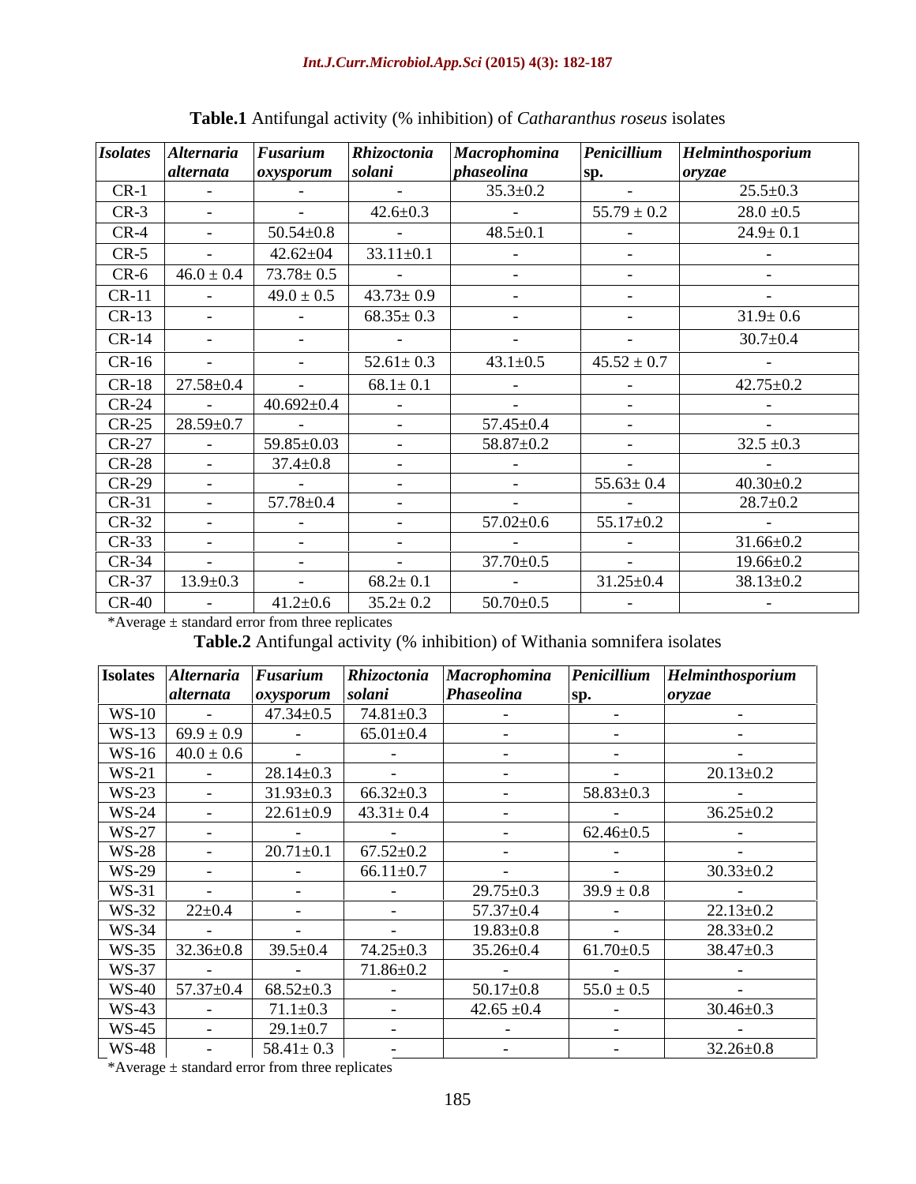**Table.1** Antifungal activity (% inhibition) of *Catharanthus roseus* isolates

| *Isolates* | *Alternaria alternata* | *Fusarium oxysporum* | *Rhizoctonia solani* | *Macrophomina phaseolina* | *Penicillium sp.* | *Helminthosporium oryzae* |
|---|---|---|---|---|---|---|
| CR-1 | - | - | - | 35.3±0.2 | - | 25.5±0.3 |
| CR-3 | - | - | 42.6±0.3 | - | 55.79 ± 0.2 | 28.0 ±0.5 |
| CR-4 | - | 50.54±0.8 | - | 48.5±0.1 | - | 24.9± 0.1 |
| CR-5 | - | 42.62±04 | 33.11±0.1 | - | - | - |
| CR-6 | 46.0 ± 0.4 | 73.78± 0.5 | - | - | - | - |
| CR-11 | - | 49.0 ± 0.5 | 43.73± 0.9 | - | - | - |
| CR-13 | - | - | 68.35± 0.3 | - | - | 31.9± 0.6 |
| CR-14 | - | - | - | - | - | 30.7±0.4 |
| CR-16 | - | - | 52.61± 0.3 | 43.1±0.5 | 45.52 ± 0.7 | - |
| CR-18 | 27.58±0.4 | - | 68.1± 0.1 | - | - | 42.75±0.2 |
| CR-24 | - | 40.692±0.4 | - | - | - | - |
| CR-25 | 28.59±0.7 | - | - | 57.45±0.4 | - | - |
| CR-27 | - | 59.85±0.03 | - | 58.87±0.2 | - | 32.5 ±0.3 |
| CR-28 | - | 37.4±0.8 | - | - | - | - |
| CR-29 | - | - | - | - | 55.63± 0.4 | 40.30±0.2 |
| CR-31 | - | 57.78±0.4 | - | - | - | 28.7±0.2 |
| CR-32 | - | - | - | 57.02±0.6 | 55.17±0.2 | - |
| CR-33 | - | - | - | - | - | 31.66±0.2 |
| CR-34 | - | - | - | 37.70±0.5 | - | 19.66±0.2 |
| CR-37 | 13.9±0.3 | - | 68.2± 0.1 | - | 31.25±0.4 | 38.13±0.2 |
| CR-40 | - | 41.2±0.6 | 35.2± 0.2 | 50.70±0.5 | - | - |

*Average ± standard error from three replicates

**Table.2** Antifungal activity (% inhibition) of Withania somnifera isolates

| Isolates | *Alternaria alternata* | *Fusarium oxysporum* | *Rhizoctonia solani* | *Macrophomina Phaseolina* | *Penicillium sp.* | *Helminthosporium oryzae* |
|---|---|---|---|---|---|---|
| WS-10 | - | 47.34±0.5 | 74.81±0.3 | - | - | - |
| WS-13 | 69.9 ± 0.9 | - | 65.01±0.4 | - | - | - |
| WS-16 | 40.0 ± 0.6 | - | - | - | - | - |
| WS-21 | - | 28.14±0.3 | - | - | - | 20.13±0.2 |
| WS-23 | - | 31.93±0.3 | 66.32±0.3 | - | 58.83±0.3 | - |
| WS-24 | - | 22.61±0.9 | 43.31± 0.4 | - | - | 36.25±0.2 |
| WS-27 | - | - | - | - | 62.46±0.5 | - |
| WS-28 | - | 20.71±0.1 | 67.52±0.2 | - | - | - |
| WS-29 | - | - | 66.11±0.7 | - | - | 30.33±0.2 |
| WS-31 | - | - | - | 29.75±0.3 | 39.9 ± 0.8 | - |
| WS-32 | 22±0.4 | - | - | 57.37±0.4 | - | 22.13±0.2 |
| WS-34 | - | - | - | 19.83±0.8 | - | 28.33±0.2 |
| WS-35 | 32.36±0.8 | 39.5±0.4 | 74.25±0.3 | 35.26±0.4 | 61.70±0.5 | 38.47±0.3 |
| WS-37 | - | - | 71.86±0.2 | - | - | - |
| WS-40 | 57.37±0.4 | 68.52±0.3 | - | 50.17±0.8 | 55.0 ± 0.5 | - |
| WS-43 | - | 71.1±0.3 | - | 42.65 ±0.4 | - | 30.46±0.3 |
| WS-45 | - | 29.1±0.7 | - | - | - | - |
| WS-48 | - | 58.41± 0.3 | - | - | - | 32.26±0.8 |

*Average ± standard error from three replicates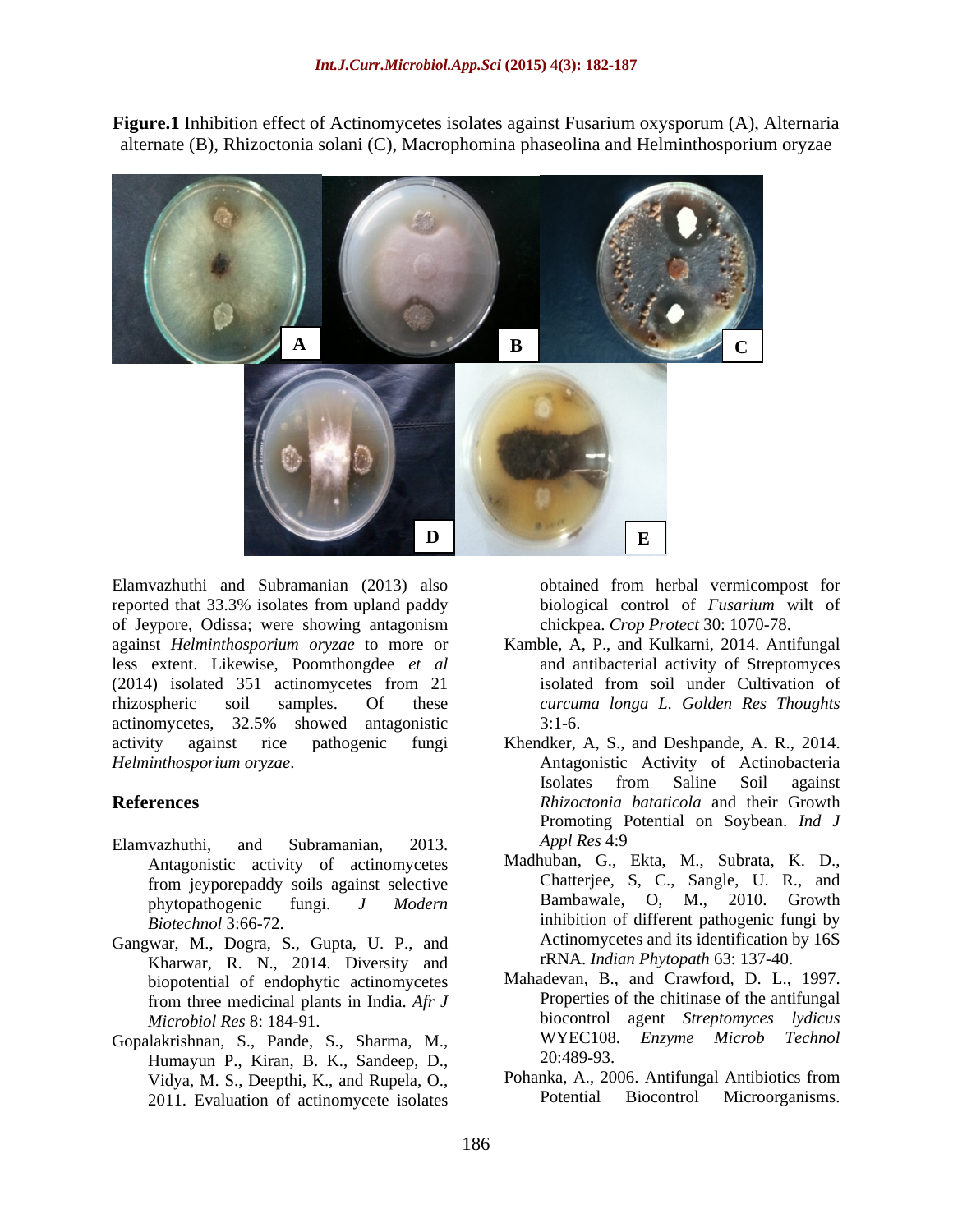**Figure.1** Inhibition effect of Actinomycetes isolates against Fusarium oxysporum (A), Alternaria alternate (B), Rhizoctonia solani (C), Macrophomina phaseolina and Helminthosporium oryzae

Elamvazhuthi and Subramanian (2013) also reported that 33.3% isolates from upland paddy of Jeypore, Odissa; were showing antagonism against *Helminthosporium oryzae* to more or less extent. Likewise, Poomthongdee *et al* (2014) isolated 351 actinomycetes from 21 rhizospheric soil samples. Of these actinomycetes, 32.5% showed antagonistic activity against rice pathogenic fungi *Helminthosporium oryzae*.

## References

Elamvazhuthi, and Subramanian, 2013. Antagonistic activity of actinomycetes from jeyporepaddy soils against selective phytopathogenic fungi. *J Modern Biotechnol* 3:66-72.

Gangwar, M., Dogra, S., Gupta, U. P., and Kharwar, R. N., 2014. Diversity and biopotential of endophytic actinomycetes from three medicinal plants in India. *Afr J Microbiol Res* 8: 184-91.

Gopalakrishnan, S., Pande, S., Sharma, M., Humayun P., Kiran, B. K., Sandeep, D., Vidya, M. S., Deepthi, K., and Rupela, O., 2011. Evaluation of actinomycete isolates obtained from herbal vermicompost for biological control of *Fusarium* wilt of chickpea. *Crop Protect* 30: 1070-78.

Kamble, A, P., and Kulkarni, 2014. Antifungal and antibacterial activity of Streptomyces isolated from soil under Cultivation of *curcuma longa L. Golden Res Thoughts* 3:1-6.

Khendker, A, S., and Deshpande, A. R., 2014. Antagonistic Activity of Actinobacteria Isolates from Saline Soil against *Rhizoctonia bataticola* and their Growth Promoting Potential on Soybean. *Ind J Appl Res* 4:9

Madhuban, G., Ekta, M., Subrata, K. D., Chatterjee, S, C., Sangle, U. R., and Bambawale, O, M., 2010. Growth inhibition of different pathogenic fungi by Actinomycetes and its identification by 16S rRNA. *Indian Phytopath* 63: 137-40.

Mahadevan, B., and Crawford, D. L., 1997. Properties of the chitinase of the antifungal biocontrol agent *Streptomyces lydicus* WYEC108. *Enzyme Microb Technol* 20:489-93.

Pohanka, A., 2006. Antifungal Antibiotics from Potential Biocontrol Microorganisms.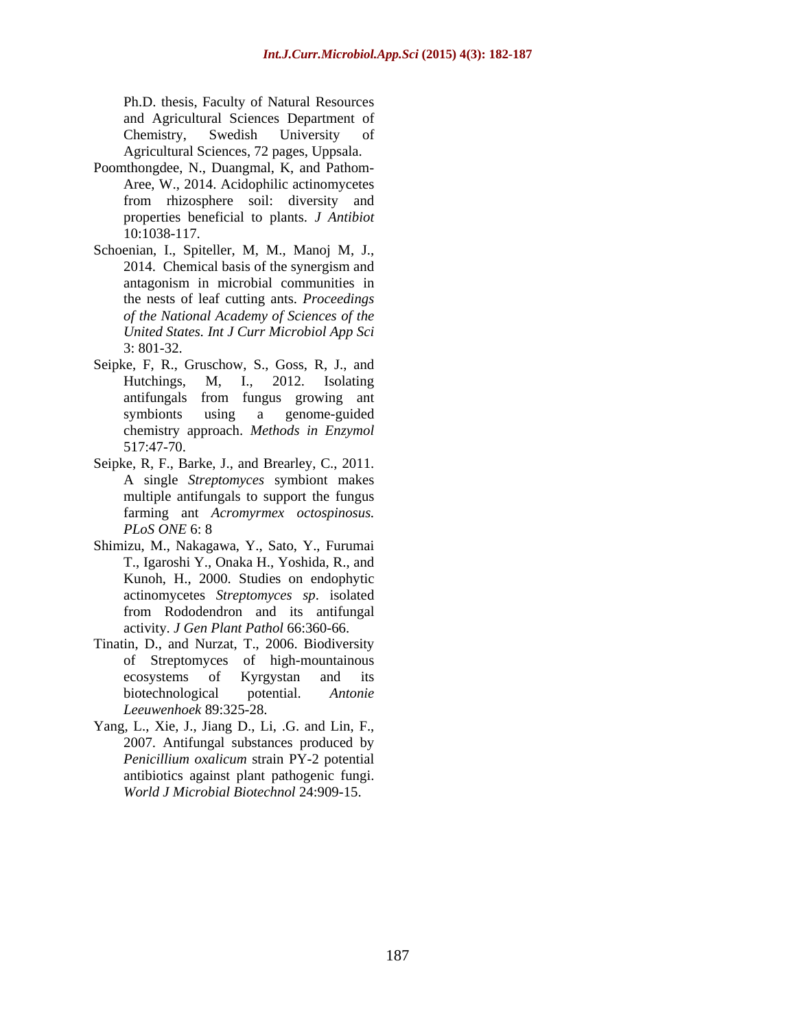Ph.D. thesis, Faculty of Natural Resources and Agricultural Sciences Department of Chemistry, Swedish University of Agricultural Sciences, 72 pages, Uppsala.

Poomthongdee, N., Duangmal, K, and Pathom-Aree, W., 2014. Acidophilic actinomycetes from rhizosphere soil: diversity and properties beneficial to plants. *J Antibiot* 10:1038-117.

Schoenian, I., Spiteller, M, M., Manoj M, J., 2014. Chemical basis of the synergism and antagonism in microbial communities in the nests of leaf cutting ants. *Proceedings of the National Academy of Sciences of the United States. Int J Curr Microbiol App Sci* 3: 801-32.

Seipke, F, R., Gruschow, S., Goss, R, J., and Hutchings, M, I., 2012. Isolating antifungals from fungus growing ant symbionts using a genome-guided chemistry approach. *Methods in Enzymol* 517:47-70.

Seipke, R, F., Barke, J., and Brearley, C., 2011. A single *Streptomyces* symbiont makes multiple antifungals to support the fungus farming ant *Acromyrmex octospinosus. PLoS ONE* 6: 8

Shimizu, M., Nakagawa, Y., Sato, Y., Furumai T., Igaroshi Y., Onaka H., Yoshida, R., and Kunoh, H., 2000. Studies on endophytic actinomycetes *Streptomyces sp*. isolated from Rododendron and its antifungal activity. *J Gen Plant Pathol* 66:360-66.

Tinatin, D., and Nurzat, T., 2006. Biodiversity of Streptomyces of high-mountainous ecosystems of Kyrgystan and its biotechnological potential. *Antonie Leeuwenhoek* 89:325-28.

Yang, L., Xie, J., Jiang D., Li, .G. and Lin, F., 2007. Antifungal substances produced by *Penicillium oxalicum* strain PY-2 potential antibiotics against plant pathogenic fungi. *World J Microbial Biotechnol* 24:909-15.